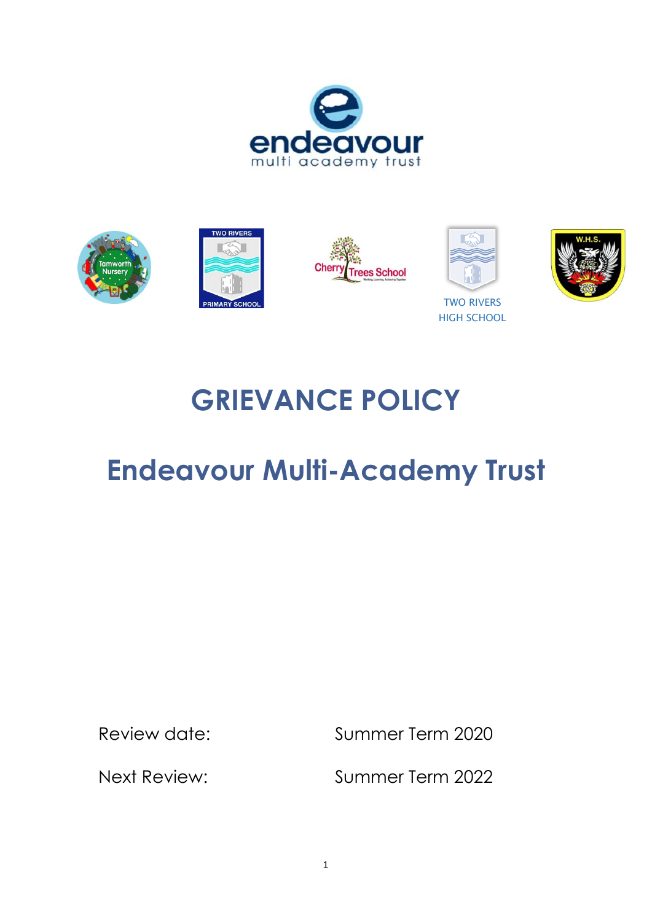# GRIEVANCE POLICY

# Endeavour Multi-Academy Trust

| | |
|---|---|
| Review date: | Summer Term 2020 |
| Next Review: | Summer Term 2022 |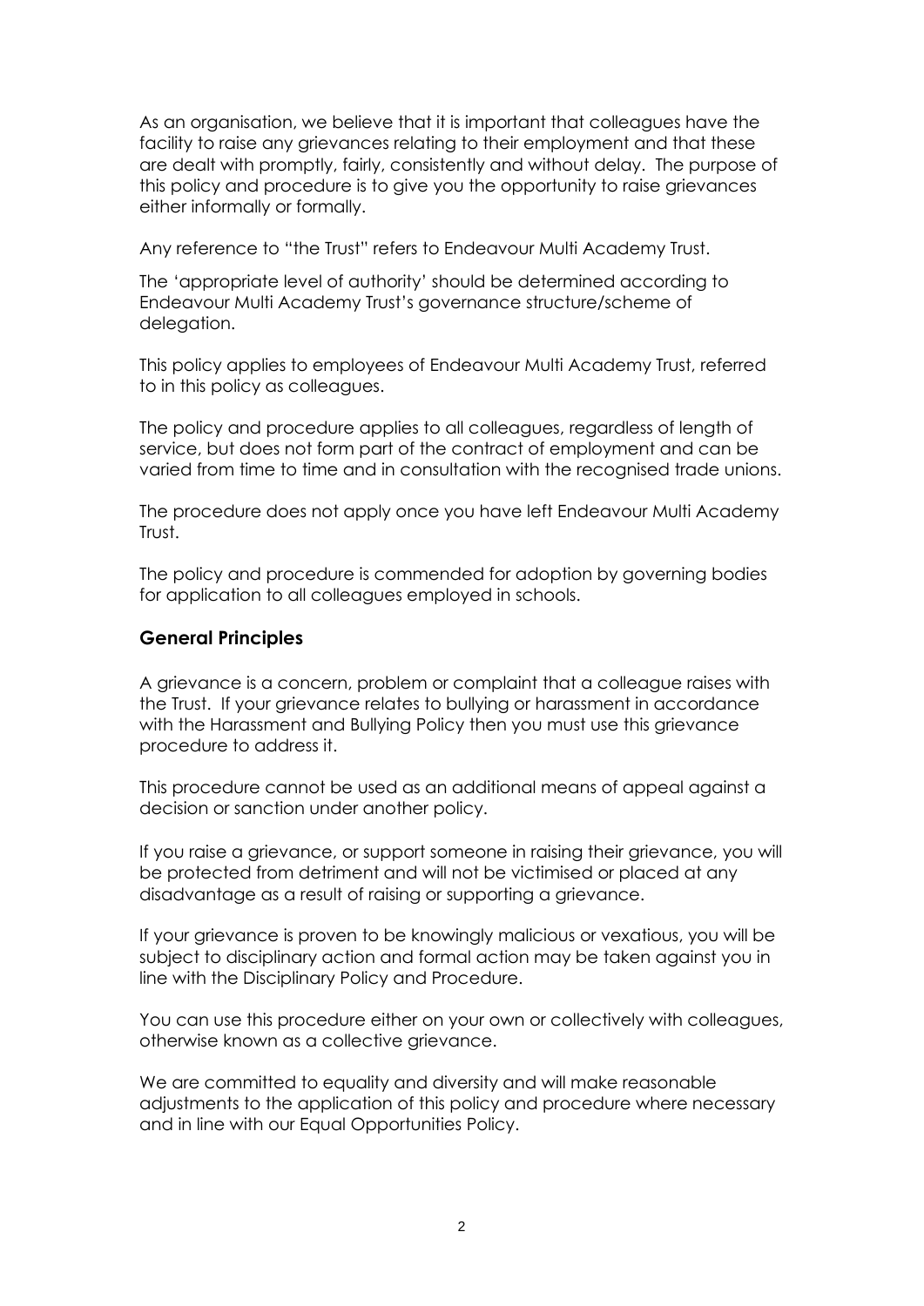As an organisation, we believe that it is important that colleagues have the facility to raise any grievances relating to their employment and that these are dealt with promptly, fairly, consistently and without delay. The purpose of this policy and procedure is to give you the opportunity to raise grievances either informally or formally.

Any reference to "the Trust" refers to Endeavour Multi Academy Trust.

The 'appropriate level of authority' should be determined according to Endeavour Multi Academy Trust's governance structure/scheme of delegation.

This policy applies to employees of Endeavour Multi Academy Trust, referred to in this policy as colleagues.

The policy and procedure applies to all colleagues, regardless of length of service, but does not form part of the contract of employment and can be varied from time to time and in consultation with the recognised trade unions.

The procedure does not apply once you have left Endeavour Multi Academy Trust.

The policy and procedure is commended for adoption by governing bodies for application to all colleagues employed in schools.

## General Principles

A grievance is a concern, problem or complaint that a colleague raises with the Trust. If your grievance relates to bullying or harassment in accordance with the Harassment and Bullying Policy then you must use this grievance procedure to address it.

This procedure cannot be used as an additional means of appeal against a decision or sanction under another policy.

If you raise a grievance, or support someone in raising their grievance, you will be protected from detriment and will not be victimised or placed at any disadvantage as a result of raising or supporting a grievance.

If your grievance is proven to be knowingly malicious or vexatious, you will be subject to disciplinary action and formal action may be taken against you in line with the Disciplinary Policy and Procedure.

You can use this procedure either on your own or collectively with colleagues, otherwise known as a collective grievance.

We are committed to equality and diversity and will make reasonable adjustments to the application of this policy and procedure where necessary and in line with our Equal Opportunities Policy.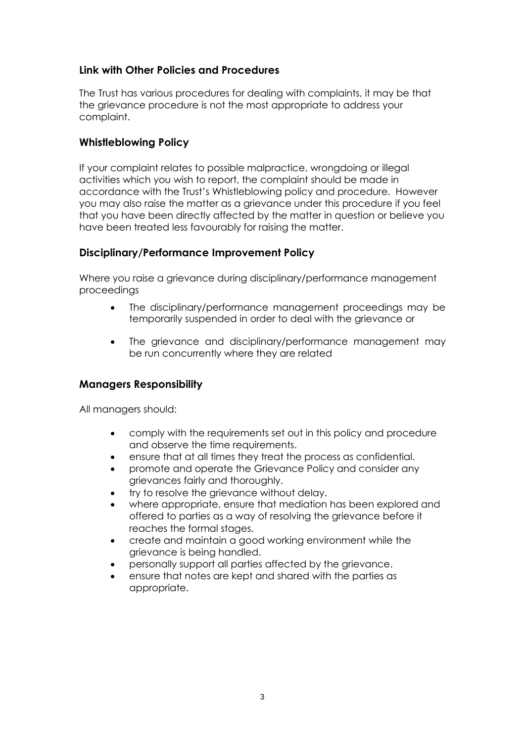## Link with Other Policies and Procedures

The Trust has various procedures for dealing with complaints, it may be that the grievance procedure is not the most appropriate to address your complaint.

## Whistleblowing Policy

If your complaint relates to possible malpractice, wrongdoing or illegal activities which you wish to report, the complaint should be made in accordance with the Trust's Whistleblowing policy and procedure. However you may also raise the matter as a grievance under this procedure if you feel that you have been directly affected by the matter in question or believe you have been treated less favourably for raising the matter.

## Disciplinary/Performance Improvement Policy

Where you raise a grievance during disciplinary/performance management proceedings

- The disciplinary/performance management proceedings may be temporarily suspended in order to deal with the grievance or
- The grievance and disciplinary/performance management may be run concurrently where they are related

## Managers Responsibility

All managers should:

- comply with the requirements set out in this policy and procedure and observe the time requirements.
- ensure that at all times they treat the process as confidential.
- promote and operate the Grievance Policy and consider any grievances fairly and thoroughly.
- try to resolve the grievance without delay.
- where appropriate, ensure that mediation has been explored and offered to parties as a way of resolving the grievance before it reaches the formal stages.
- create and maintain a good working environment while the grievance is being handled.
- personally support all parties affected by the grievance.
- ensure that notes are kept and shared with the parties as appropriate.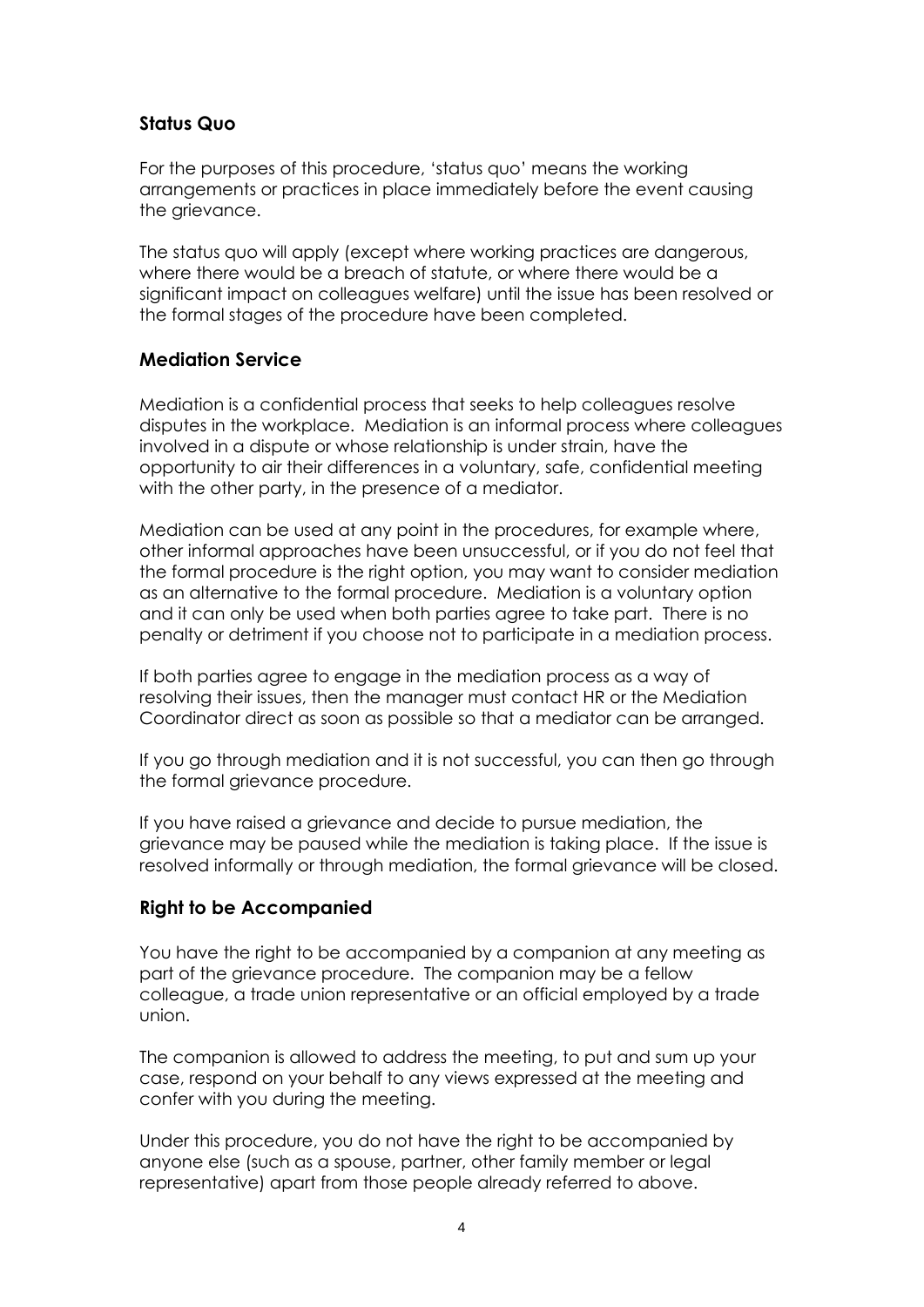## Status Quo

For the purposes of this procedure, 'status quo' means the working arrangements or practices in place immediately before the event causing the grievance.

The status quo will apply (except where working practices are dangerous, where there would be a breach of statute, or where there would be a significant impact on colleagues welfare) until the issue has been resolved or the formal stages of the procedure have been completed.

## Mediation Service

Mediation is a confidential process that seeks to help colleagues resolve disputes in the workplace. Mediation is an informal process where colleagues involved in a dispute or whose relationship is under strain, have the opportunity to air their differences in a voluntary, safe, confidential meeting with the other party, in the presence of a mediator.

Mediation can be used at any point in the procedures, for example where, other informal approaches have been unsuccessful, or if you do not feel that the formal procedure is the right option, you may want to consider mediation as an alternative to the formal procedure. Mediation is a voluntary option and it can only be used when both parties agree to take part. There is no penalty or detriment if you choose not to participate in a mediation process.

If both parties agree to engage in the mediation process as a way of resolving their issues, then the manager must contact HR or the Mediation Coordinator direct as soon as possible so that a mediator can be arranged.

If you go through mediation and it is not successful, you can then go through the formal grievance procedure.

If you have raised a grievance and decide to pursue mediation, the grievance may be paused while the mediation is taking place. If the issue is resolved informally or through mediation, the formal grievance will be closed.

## Right to be Accompanied

You have the right to be accompanied by a companion at any meeting as part of the grievance procedure. The companion may be a fellow colleague, a trade union representative or an official employed by a trade union.

The companion is allowed to address the meeting, to put and sum up your case, respond on your behalf to any views expressed at the meeting and confer with you during the meeting.

Under this procedure, you do not have the right to be accompanied by anyone else (such as a spouse, partner, other family member or legal representative) apart from those people already referred to above.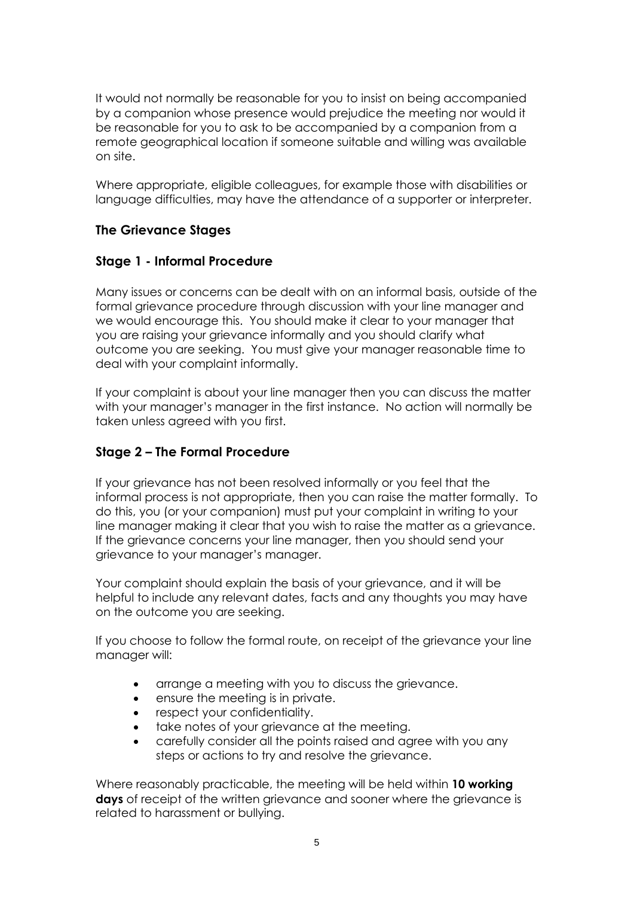It would not normally be reasonable for you to insist on being accompanied by a companion whose presence would prejudice the meeting nor would it be reasonable for you to ask to be accompanied by a companion from a remote geographical location if someone suitable and willing was available on site.

Where appropriate, eligible colleagues, for example those with disabilities or language difficulties, may have the attendance of a supporter or interpreter.

## The Grievance Stages

### Stage 1 - Informal Procedure

Many issues or concerns can be dealt with on an informal basis, outside of the formal grievance procedure through discussion with your line manager and we would encourage this. You should make it clear to your manager that you are raising your grievance informally and you should clarify what outcome you are seeking. You must give your manager reasonable time to deal with your complaint informally.

If your complaint is about your line manager then you can discuss the matter with your manager's manager in the first instance. No action will normally be taken unless agreed with you first.

### Stage 2 – The Formal Procedure

If your grievance has not been resolved informally or you feel that the informal process is not appropriate, then you can raise the matter formally. To do this, you (or your companion) must put your complaint in writing to your line manager making it clear that you wish to raise the matter as a grievance. If the grievance concerns your line manager, then you should send your grievance to your manager's manager.

Your complaint should explain the basis of your grievance, and it will be helpful to include any relevant dates, facts and any thoughts you may have on the outcome you are seeking.

If you choose to follow the formal route, on receipt of the grievance your line manager will:

- arrange a meeting with you to discuss the grievance.
- ensure the meeting is in private.
- respect your confidentiality.
- take notes of your grievance at the meeting.
- carefully consider all the points raised and agree with you any steps or actions to try and resolve the grievance.

Where reasonably practicable, the meeting will be held within **10 working days** of receipt of the written grievance and sooner where the grievance is related to harassment or bullying.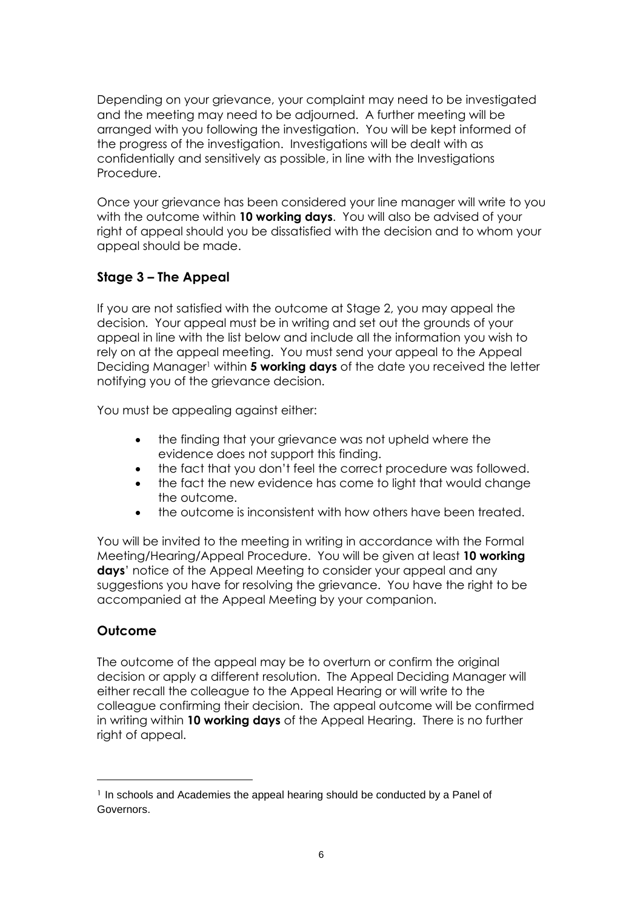Depending on your grievance, your complaint may need to be investigated and the meeting may need to be adjourned. A further meeting will be arranged with you following the investigation. You will be kept informed of the progress of the investigation. Investigations will be dealt with as confidentially and sensitively as possible, in line with the Investigations Procedure.

Once your grievance has been considered your line manager will write to you with the outcome within **10 working days**. You will also be advised of your right of appeal should you be dissatisfied with the decision and to whom your appeal should be made.

### Stage 3 – The Appeal

If you are not satisfied with the outcome at Stage 2, you may appeal the decision. Your appeal must be in writing and set out the grounds of your appeal in line with the list below and include all the information you wish to rely on at the appeal meeting. You must send your appeal to the Appeal Deciding Manager[1] within **5 working days** of the date you received the letter notifying you of the grievance decision.

You must be appealing against either:

- the finding that your grievance was not upheld where the evidence does not support this finding.
- the fact that you don't feel the correct procedure was followed.
- the fact the new evidence has come to light that would change the outcome.
- the outcome is inconsistent with how others have been treated.

You will be invited to the meeting in writing in accordance with the Formal Meeting/Hearing/Appeal Procedure. You will be given at least **10 working days**' notice of the Appeal Meeting to consider your appeal and any suggestions you have for resolving the grievance. You have the right to be accompanied at the Appeal Meeting by your companion.

### Outcome

The outcome of the appeal may be to overturn or confirm the original decision or apply a different resolution. The Appeal Deciding Manager will either recall the colleague to the Appeal Hearing or will write to the colleague confirming their decision. The appeal outcome will be confirmed in writing within **10 working days** of the Appeal Hearing. There is no further right of appeal.

---

[1] In schools and Academies the appeal hearing should be conducted by a Panel of Governors.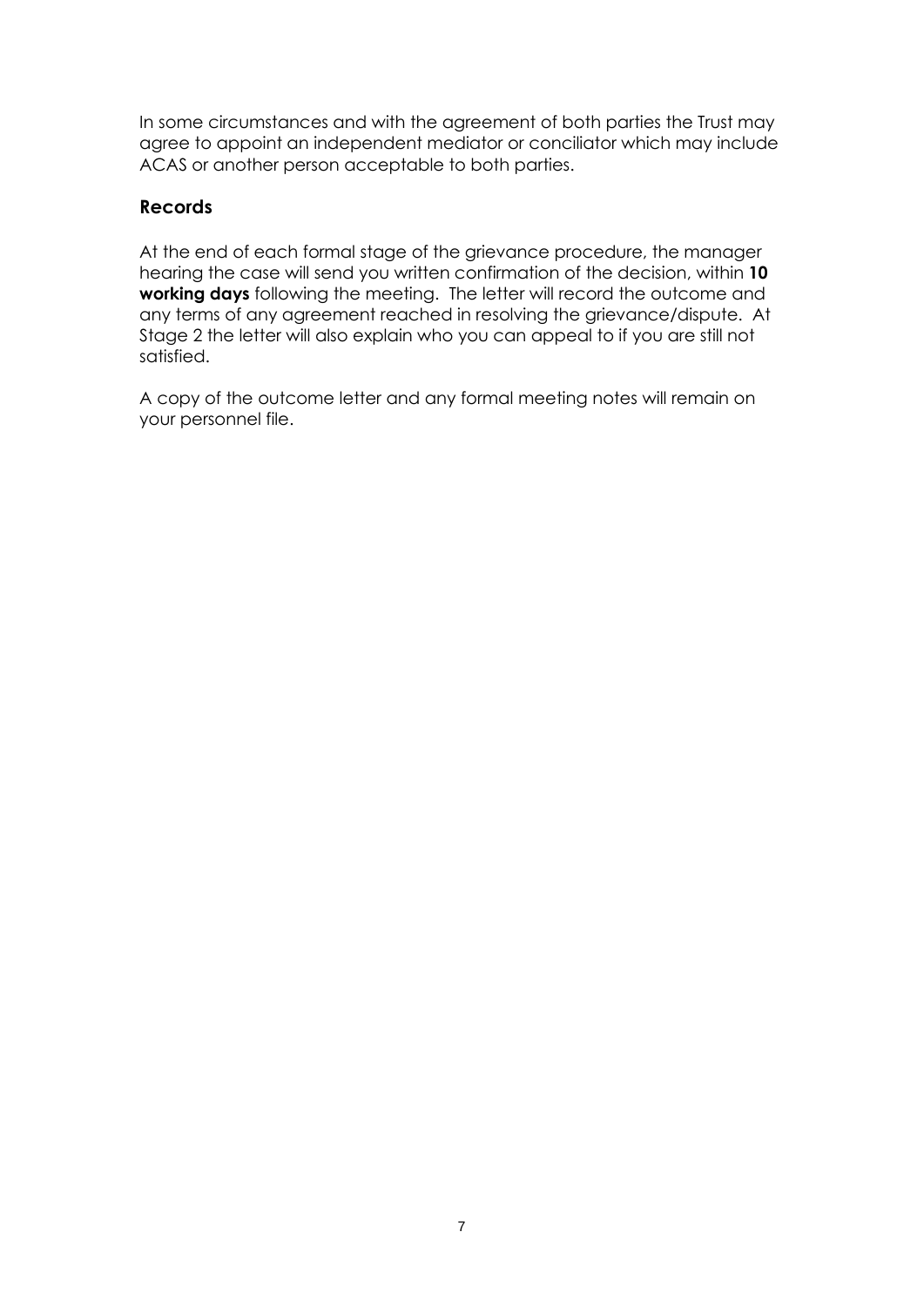In some circumstances and with the agreement of both parties the Trust may agree to appoint an independent mediator or conciliator which may include ACAS or another person acceptable to both parties.

## Records

At the end of each formal stage of the grievance procedure, the manager hearing the case will send you written confirmation of the decision, within **10 working days** following the meeting. The letter will record the outcome and any terms of any agreement reached in resolving the grievance/dispute. At Stage 2 the letter will also explain who you can appeal to if you are still not satisfied.

A copy of the outcome letter and any formal meeting notes will remain on your personnel file.